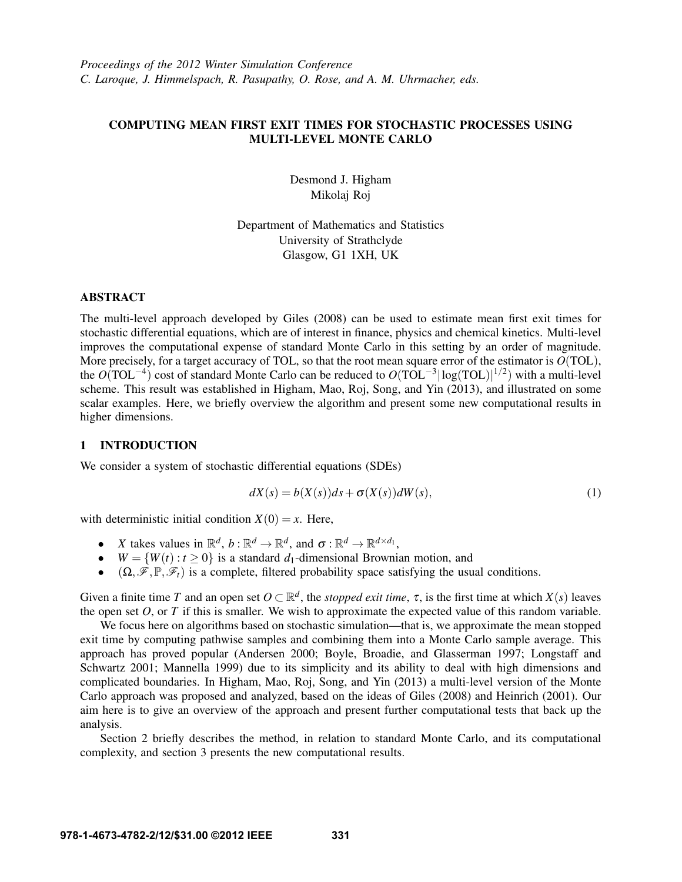*Proceedings of the 2012 Winter Simulation Conference*
*C. Laroque, J. Himmelspach, R. Pasupathy, O. Rose, and A. M. Uhrmacher, eds.*

# COMPUTING MEAN FIRST EXIT TIMES FOR STOCHASTIC PROCESSES USING MULTI-LEVEL MONTE CARLO

Desmond J. Higham
Mikolaj Roj

Department of Mathematics and Statistics
University of Strathclyde
Glasgow, G1 1XH, UK

## ABSTRACT

The multi-level approach developed by Giles (2008) can be used to estimate mean first exit times for stochastic differential equations, which are of interest in finance, physics and chemical kinetics. Multi-level improves the computational expense of standard Monte Carlo in this setting by an order of magnitude. More precisely, for a target accuracy of TOL, so that the root mean square error of the estimator is $O(\mathrm{TOL})$, the $O(\mathrm{TOL}^{-4})$ cost of standard Monte Carlo can be reduced to $O(\mathrm{TOL}^{-3}|\log(\mathrm{TOL})|^{1/2})$ with a multi-level scheme. This result was established in Higham, Mao, Roj, Song, and Yin (2013), and illustrated on some scalar examples. Here, we briefly overview the algorithm and present some new computational results in higher dimensions.

## 1 INTRODUCTION

We consider a system of stochastic differential equations (SDEs)

$$dX(s) = b(X(s))ds + \sigma(X(s))dW(s), \tag{1}$$

with deterministic initial condition $X(0) = x$. Here,

- $X$ takes values in $\mathbb{R}^d$, $b : \mathbb{R}^d \to \mathbb{R}^d$, and $\sigma : \mathbb{R}^d \to \mathbb{R}^{d \times d_1}$,
- $W = \{W(t) : t \geq 0\}$ is a standard $d_1$-dimensional Brownian motion, and
- $(\Omega, \mathscr{F}, \mathbb{P}, \mathscr{F}_t)$ is a complete, filtered probability space satisfying the usual conditions.

Given a finite time $T$ and an open set $O \subset \mathbb{R}^d$, the *stopped exit time*, $\tau$, is the first time at which $X(s)$ leaves the open set $O$, or $T$ if this is smaller. We wish to approximate the expected value of this random variable.

We focus here on algorithms based on stochastic simulation—that is, we approximate the mean stopped exit time by computing pathwise samples and combining them into a Monte Carlo sample average. This approach has proved popular (Andersen 2000; Boyle, Broadie, and Glasserman 1997; Longstaff and Schwartz 2001; Mannella 1999) due to its simplicity and its ability to deal with high dimensions and complicated boundaries. In Higham, Mao, Roj, Song, and Yin (2013) a multi-level version of the Monte Carlo approach was proposed and analyzed, based on the ideas of Giles (2008) and Heinrich (2001). Our aim here is to give an overview of the approach and present further computational tests that back up the analysis.

Section 2 briefly describes the method, in relation to standard Monte Carlo, and its computational complexity, and section 3 presents the new computational results.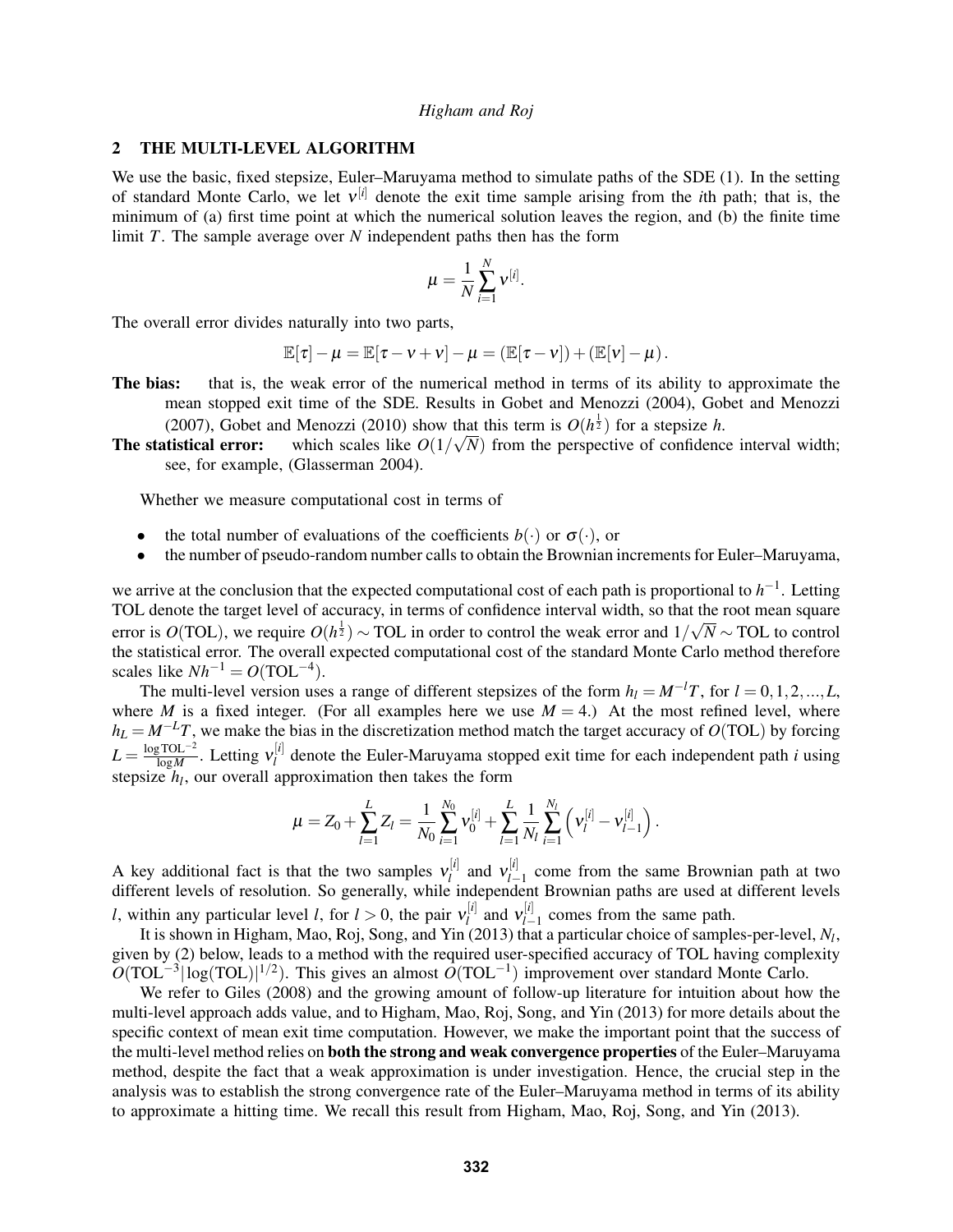## 2 THE MULTI-LEVEL ALGORITHM

We use the basic, fixed stepsize, Euler–Maruyama method to simulate paths of the SDE (1). In the setting of standard Monte Carlo, we let $\nu^{[i]}$ denote the exit time sample arising from the $i$th path; that is, the minimum of (a) first time point at which the numerical solution leaves the region, and (b) the finite time limit $T$. The sample average over $N$ independent paths then has the form

$$\mu = \frac{1}{N}\sum_{i=1}^{N} \nu^{[i]}.$$

The overall error divides naturally into two parts,

$$\mathbb{E}[\tau] - \mu = \mathbb{E}[\tau - \nu + \nu] - \mu = (\mathbb{E}[\tau - \nu]) + (\mathbb{E}[\nu] - \mu).$$

**The bias:** that is, the weak error of the numerical method in terms of its ability to approximate the mean stopped exit time of the SDE. Results in Gobet and Menozzi (2004), Gobet and Menozzi (2007), Gobet and Menozzi (2010) show that this term is $O(h^{\frac{1}{2}})$ for a stepsize $h$.

**The statistical error:** which scales like $O(1/\sqrt{N})$ from the perspective of confidence interval width; see, for example, (Glasserman 2004).

Whether we measure computational cost in terms of

- the total number of evaluations of the coefficients $b(\cdot)$ or $\sigma(\cdot)$, or
- the number of pseudo-random number calls to obtain the Brownian increments for Euler–Maruyama,

we arrive at the conclusion that the expected computational cost of each path is proportional to $h^{-1}$. Letting TOL denote the target level of accuracy, in terms of confidence interval width, so that the root mean square error is $O(\text{TOL})$, we require $O(h^{\frac{1}{2}}) \sim \text{TOL}$ in order to control the weak error and $1/\sqrt{N} \sim \text{TOL}$ to control the statistical error. The overall expected computational cost of the standard Monte Carlo method therefore scales like $Nh^{-1} = O(\text{TOL}^{-4})$.

The multi-level version uses a range of different stepsizes of the form $h_l = M^{-l}T$, for $l = 0, 1, 2, ..., L$, where $M$ is a fixed integer. (For all examples here we use $M = 4$.) At the most refined level, where $h_L = M^{-L}T$, we make the bias in the discretization method match the target accuracy of $O(\text{TOL})$ by forcing $L = \frac{\log \text{TOL}^{-2}}{\log M}$. Letting $\nu_l^{[i]}$ denote the Euler-Maruyama stopped exit time for each independent path $i$ using stepsize $h_l$, our overall approximation then takes the form

$$\mu = Z_0 + \sum_{l=1}^{L} Z_l = \frac{1}{N_0}\sum_{i=1}^{N_0} \nu_0^{[i]} + \sum_{l=1}^{L} \frac{1}{N_l}\sum_{i=1}^{N_l} \left( \nu_l^{[i]} - \nu_{l-1}^{[i]} \right).$$

A key additional fact is that the two samples $\nu_l^{[i]}$ and $\nu_{l-1}^{[i]}$ come from the same Brownian path at two different levels of resolution. So generally, while independent Brownian paths are used at different levels $l$, within any particular level $l$, for $l > 0$, the pair $\nu_l^{[i]}$ and $\nu_{l-1}^{[i]}$ comes from the same path.

It is shown in Higham, Mao, Roj, Song, and Yin (2013) that a particular choice of samples-per-level, $N_l$, given by (2) below, leads to a method with the required user-specified accuracy of TOL having complexity $O(\text{TOL}^{-3}|\log(\text{TOL})|^{1/2})$. This gives an almost $O(\text{TOL}^{-1})$ improvement over standard Monte Carlo.

We refer to Giles (2008) and the growing amount of follow-up literature for intuition about how the multi-level approach adds value, and to Higham, Mao, Roj, Song, and Yin (2013) for more details about the specific context of mean exit time computation. However, we make the important point that the success of the multi-level method relies on **both the strong and weak convergence properties** of the Euler–Maruyama method, despite the fact that a weak approximation is under investigation. Hence, the crucial step in the analysis was to establish the strong convergence rate of the Euler–Maruyama method in terms of its ability to approximate a hitting time. We recall this result from Higham, Mao, Roj, Song, and Yin (2013).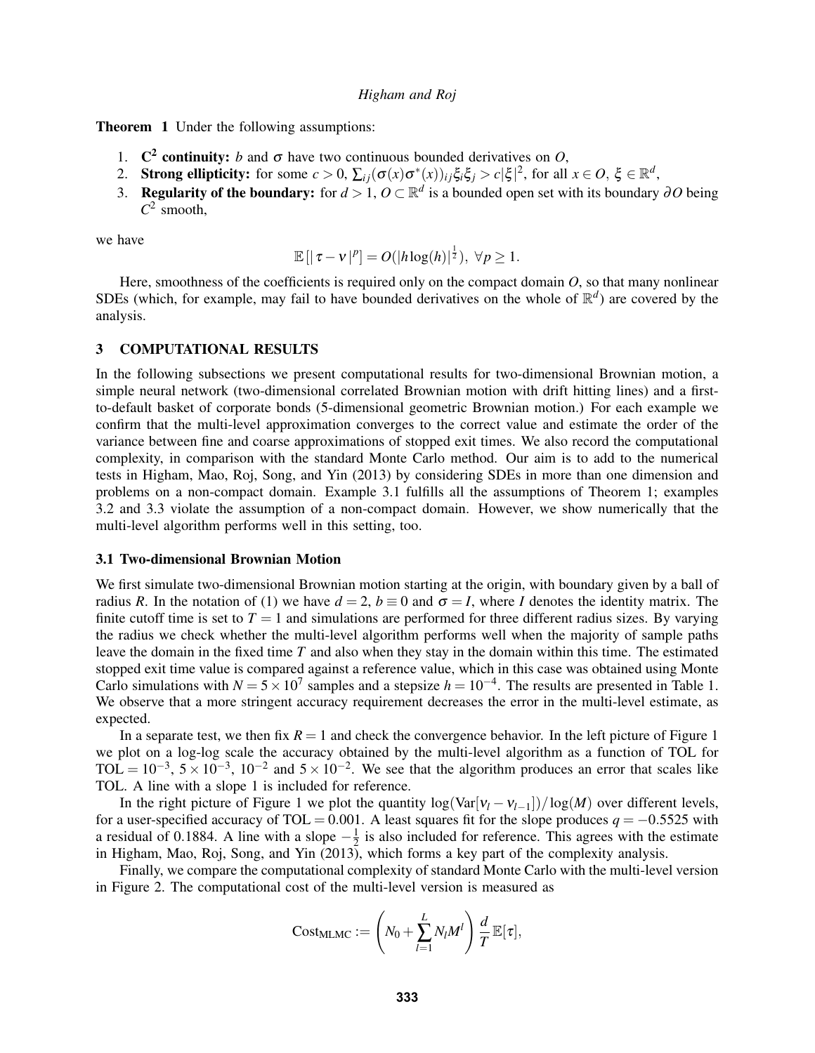**Theorem 1** Under the following assumptions:

1. $\mathbf{C^2}$ **continuity:** $b$ and $\sigma$ have two continuous bounded derivatives on $O$,
2. **Strong ellipticity:** for some $c > 0$, $\sum_{ij}(\sigma(x)\sigma^*(x))_{ij}\xi_i\xi_j > c|\xi|^2$, for all $x \in O$, $\xi \in \mathbb{R}^d$,
3. **Regularity of the boundary:** for $d > 1$, $O \subset \mathbb{R}^d$ is a bounded open set with its boundary $\partial O$ being $C^2$ smooth,

we have

$$\mathbb{E}[|\tau - \nu|^p] = O(|h\log(h)|^{\frac{1}{2}}),\ \forall p \geq 1.$$

Here, smoothness of the coefficients is required only on the compact domain $O$, so that many nonlinear SDEs (which, for example, may fail to have bounded derivatives on the whole of $\mathbb{R}^d$) are covered by the analysis.

## 3 COMPUTATIONAL RESULTS

In the following subsections we present computational results for two-dimensional Brownian motion, a simple neural network (two-dimensional correlated Brownian motion with drift hitting lines) and a first-to-default basket of corporate bonds (5-dimensional geometric Brownian motion.) For each example we confirm that the multi-level approximation converges to the correct value and estimate the order of the variance between fine and coarse approximations of stopped exit times. We also record the computational complexity, in comparison with the standard Monte Carlo method. Our aim is to add to the numerical tests in Higham, Mao, Roj, Song, and Yin (2013) by considering SDEs in more than one dimension and problems on a non-compact domain. Example 3.1 fulfills all the assumptions of Theorem 1; examples 3.2 and 3.3 violate the assumption of a non-compact domain. However, we show numerically that the multi-level algorithm performs well in this setting, too.

### 3.1 Two-dimensional Brownian Motion

We first simulate two-dimensional Brownian motion starting at the origin, with boundary given by a ball of radius $R$. In the notation of (1) we have $d = 2$, $b \equiv 0$ and $\sigma = I$, where $I$ denotes the identity matrix. The finite cutoff time is set to $T = 1$ and simulations are performed for three different radius sizes. By varying the radius we check whether the multi-level algorithm performs well when the majority of sample paths leave the domain in the fixed time $T$ and also when they stay in the domain within this time. The estimated stopped exit time value is compared against a reference value, which in this case was obtained using Monte Carlo simulations with $N = 5 \times 10^7$ samples and a stepsize $h = 10^{-4}$. The results are presented in Table 1. We observe that a more stringent accuracy requirement decreases the error in the multi-level estimate, as expected.

In a separate test, we then fix $R = 1$ and check the convergence behavior. In the left picture of Figure 1 we plot on a log-log scale the accuracy obtained by the multi-level algorithm as a function of TOL for $\text{TOL} = 10^{-3}$, $5 \times 10^{-3}$, $10^{-2}$ and $5 \times 10^{-2}$. We see that the algorithm produces an error that scales like TOL. A line with a slope 1 is included for reference.

In the right picture of Figure 1 we plot the quantity $\log(\text{Var}[\nu_l - \nu_{l-1}])/\log(M)$ over different levels, for a user-specified accuracy of $\text{TOL} = 0.001$. A least squares fit for the slope produces $q = -0.5525$ with a residual of 0.1884. A line with a slope $-\frac{1}{2}$ is also included for reference. This agrees with the estimate in Higham, Mao, Roj, Song, and Yin (2013), which forms a key part of the complexity analysis.

Finally, we compare the computational complexity of standard Monte Carlo with the multi-level version in Figure 2. The computational cost of the multi-level version is measured as

$$\text{Cost}_{\text{MLMC}} := \left( N_0 + \sum_{l=1}^{L} N_l M^l \right) \frac{d}{T}\,\mathbb{E}[\tau],$$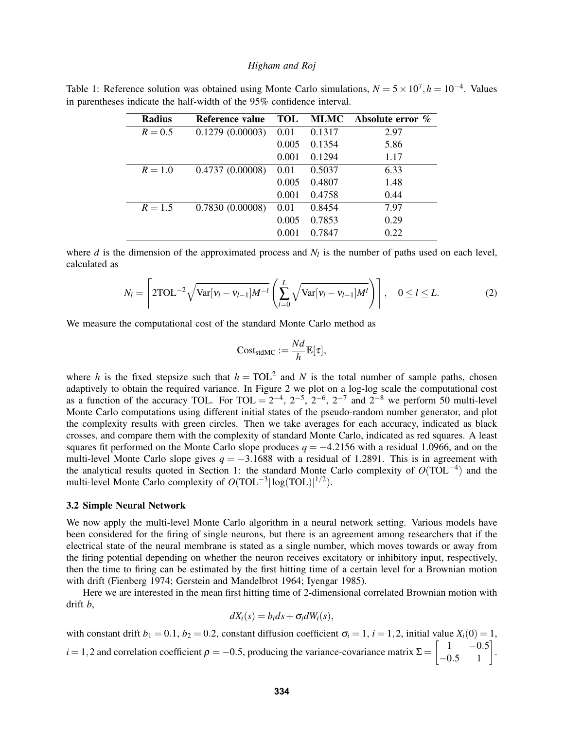Table 1: Reference solution was obtained using Monte Carlo simulations, $N = 5 \times 10^7, h = 10^{-4}$. Values in parentheses indicate the half-width of the 95% confidence interval.

| Radius | Reference value | TOL | MLMC | Absolute error % |
|---|---|---|---|---|
| $R = 0.5$ | 0.1279 (0.00003) | 0.01 | 0.1317 | 2.97 |
| | | 0.005 | 0.1354 | 5.86 |
| | | 0.001 | 0.1294 | 1.17 |
| $R = 1.0$ | 0.4737 (0.00008) | 0.01 | 0.5037 | 6.33 |
| | | 0.005 | 0.4807 | 1.48 |
| | | 0.001 | 0.4758 | 0.44 |
| $R = 1.5$ | 0.7830 (0.00008) | 0.01 | 0.8454 | 7.97 |
| | | 0.005 | 0.7853 | 0.29 |
| | | 0.001 | 0.7847 | 0.22 |

where $d$ is the dimension of the approximated process and $N_l$ is the number of paths used on each level, calculated as

$$N_l = \left\lceil 2\text{TOL}^{-2}\sqrt{\text{Var}[\nu_l - \nu_{l-1}]M^{-l}} \left( \sum_{l=0}^{L} \sqrt{\text{Var}[\nu_l - \nu_{l-1}]M^l} \right) \right\rceil, \quad 0 \le l \le L. \tag{2}$$

We measure the computational cost of the standard Monte Carlo method as

$$\text{Cost}_{\text{stdMC}} := \frac{Nd}{h}\mathbb{E}[\tau],$$

where $h$ is the fixed stepsize such that $h = \text{TOL}^2$ and $N$ is the total number of sample paths, chosen adaptively to obtain the required variance. In Figure 2 we plot on a log-log scale the computational cost as a function of the accuracy TOL. For $\text{TOL} = 2^{-4}$, $2^{-5}$, $2^{-6}$, $2^{-7}$ and $2^{-8}$ we perform 50 multi-level Monte Carlo computations using different initial states of the pseudo-random number generator, and plot the complexity results with green circles. Then we take averages for each accuracy, indicated as black crosses, and compare them with the complexity of standard Monte Carlo, indicated as red squares. A least squares fit performed on the Monte Carlo slope produces $q = -4.2156$ with a residual 1.0966, and on the multi-level Monte Carlo slope gives $q = -3.1688$ with a residual of 1.2891. This is in agreement with the analytical results quoted in Section 1: the standard Monte Carlo complexity of $O(\text{TOL}^{-4})$ and the multi-level Monte Carlo complexity of $O(\text{TOL}^{-3}|\log(\text{TOL})|^{1/2})$.

### 3.2 Simple Neural Network

We now apply the multi-level Monte Carlo algorithm in a neural network setting. Various models have been considered for the firing of single neurons, but there is an agreement among researchers that if the electrical state of the neural membrane is stated as a single number, which moves towards or away from the firing potential depending on whether the neuron receives excitatory or inhibitory input, respectively, then the time to firing can be estimated by the first hitting time of a certain level for a Brownian motion with drift (Fienberg 1974; Gerstein and Mandelbrot 1964; Iyengar 1985).

Here we are interested in the mean first hitting time of 2-dimensional correlated Brownian motion with drift $b$,

$$dX_i(s) = b_i ds + \sigma_i dW_i(s),$$

with constant drift $b_1 = 0.1$, $b_2 = 0.2$, constant diffusion coefficient $\sigma_i = 1$, $i = 1,2$, initial value $X_i(0) = 1$, $i = 1,2$ and correlation coefficient $\rho = -0.5$, producing the variance-covariance matrix $\Sigma = \begin{bmatrix} 1 & -0.5 \\ -0.5 & 1 \end{bmatrix}$.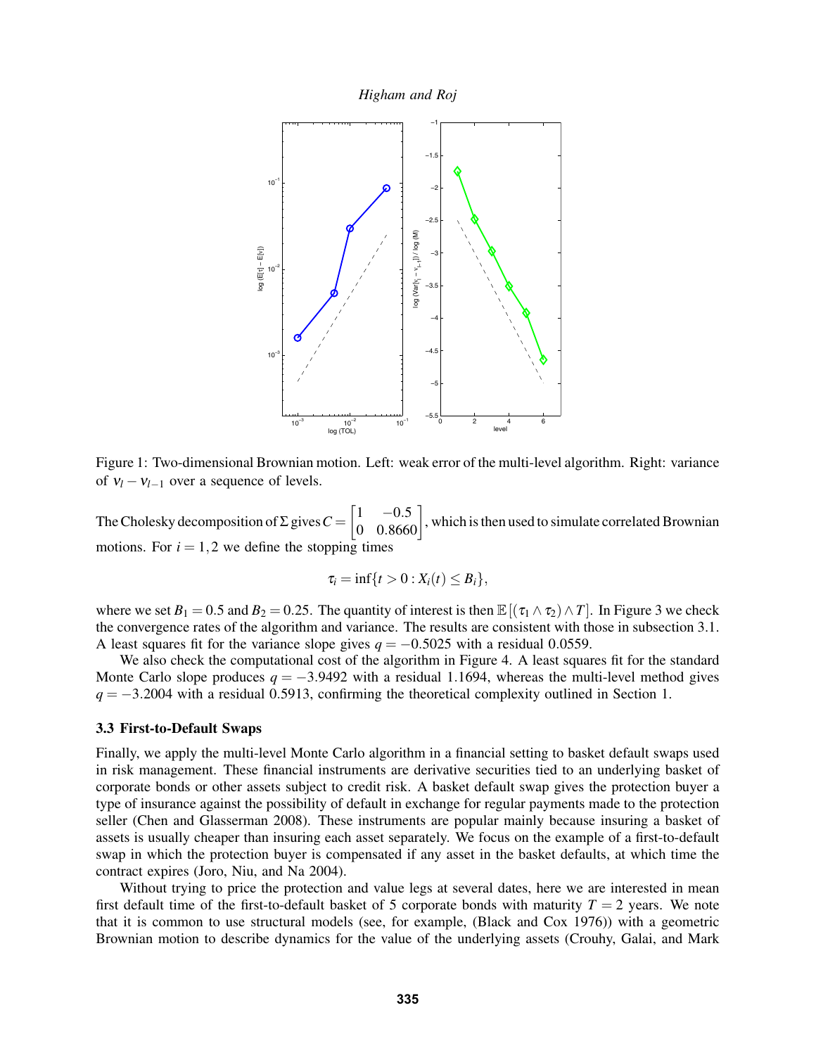Figure 1: Two-dimensional Brownian motion. Left: weak error of the multi-level algorithm. Right: variance of $v_l - v_{l-1}$ over a sequence of levels.

The Cholesky decomposition of $\Sigma$ gives $C = \begin{bmatrix} 1 & -0.5 \\ 0 & 0.8660 \end{bmatrix}$, which is then used to simulate correlated Brownian motions. For $i = 1, 2$ we define the stopping times

$$\tau_i = \inf\{t > 0 : X_i(t) \leq B_i\},$$

where we set $B_1 = 0.5$ and $B_2 = 0.25$. The quantity of interest is then $\mathbb{E}\left[(\tau_1 \wedge \tau_2) \wedge T\right]$. In Figure 3 we check the convergence rates of the algorithm and variance. The results are consistent with those in subsection 3.1. A least squares fit for the variance slope gives $q = -0.5025$ with a residual 0.0559.

We also check the computational cost of the algorithm in Figure 4. A least squares fit for the standard Monte Carlo slope produces $q = -3.9492$ with a residual 1.1694, whereas the multi-level method gives $q = -3.2004$ with a residual 0.5913, confirming the theoretical complexity outlined in Section 1.

### 3.3 First-to-Default Swaps

Finally, we apply the multi-level Monte Carlo algorithm in a financial setting to basket default swaps used in risk management. These financial instruments are derivative securities tied to an underlying basket of corporate bonds or other assets subject to credit risk. A basket default swap gives the protection buyer a type of insurance against the possibility of default in exchange for regular payments made to the protection seller (Chen and Glasserman 2008). These instruments are popular mainly because insuring a basket of assets is usually cheaper than insuring each asset separately. We focus on the example of a first-to-default swap in which the protection buyer is compensated if any asset in the basket defaults, at which time the contract expires (Joro, Niu, and Na 2004).

Without trying to price the protection and value legs at several dates, here we are interested in mean first default time of the first-to-default basket of 5 corporate bonds with maturity $T = 2$ years. We note that it is common to use structural models (see, for example, (Black and Cox 1976)) with a geometric Brownian motion to describe dynamics for the value of the underlying assets (Crouhy, Galai, and Mark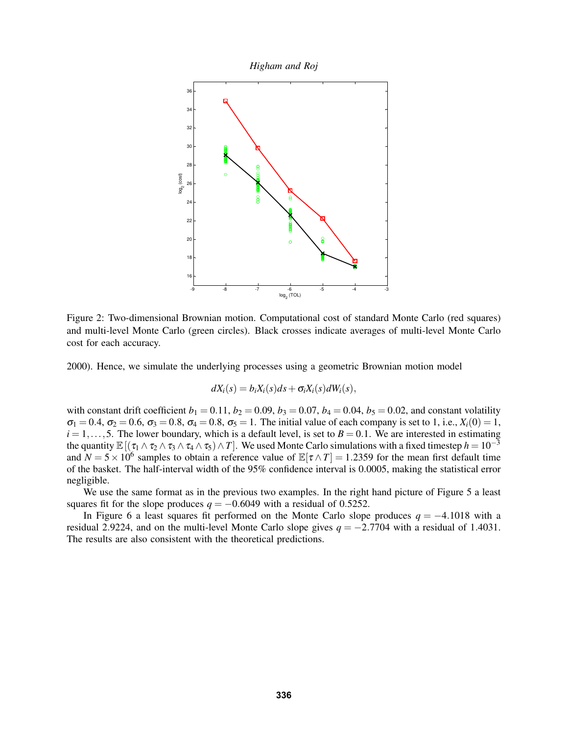Figure 2: Two-dimensional Brownian motion. Computational cost of standard Monte Carlo (red squares) and multi-level Monte Carlo (green circles). Black crosses indicate averages of multi-level Monte Carlo cost for each accuracy.

2000). Hence, we simulate the underlying processes using a geometric Brownian motion model

$$dX_i(s) = b_i X_i(s)ds + \sigma_i X_i(s)dW_i(s),$$

with constant drift coefficient $b_1 = 0.11$, $b_2 = 0.09$, $b_3 = 0.07$, $b_4 = 0.04$, $b_5 = 0.02$, and constant volatility $\sigma_1 = 0.4$, $\sigma_2 = 0.6$, $\sigma_3 = 0.8$, $\sigma_4 = 0.8$, $\sigma_5 = 1$. The initial value of each company is set to 1, i.e., $X_i(0) = 1$, $i = 1, \ldots, 5$. The lower boundary, which is a default level, is set to $B = 0.1$. We are interested in estimating the quantity $\mathbb{E}\left[(\tau_1 \wedge \tau_2 \wedge \tau_3 \wedge \tau_4 \wedge \tau_5) \wedge T\right]$. We used Monte Carlo simulations with a fixed timestep $h = 10^{-3}$ and $N = 5 \times 10^6$ samples to obtain a reference value of $\mathbb{E}[\tau \wedge T] = 1.2359$ for the mean first default time of the basket. The half-interval width of the 95% confidence interval is 0.0005, making the statistical error negligible.

We use the same format as in the previous two examples. In the right hand picture of Figure 5 a least squares fit for the slope produces $q = -0.6049$ with a residual of 0.5252.

In Figure 6 a least squares fit performed on the Monte Carlo slope produces $q = -4.1018$ with a residual 2.9224, and on the multi-level Monte Carlo slope gives $q = -2.7704$ with a residual of 1.4031. The results are also consistent with the theoretical predictions.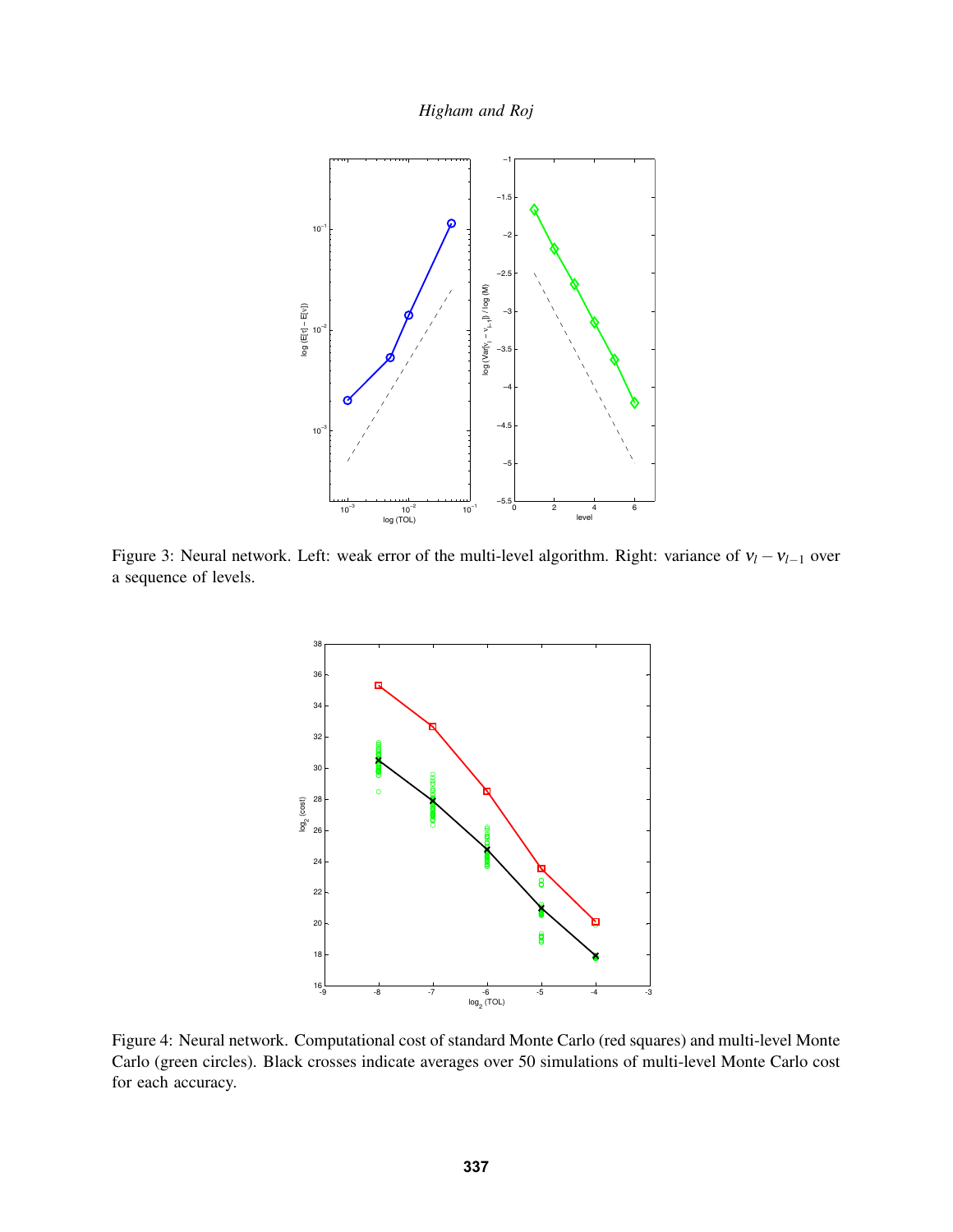Figure 3: Neural network. Left: weak error of the multi-level algorithm. Right: variance of $\nu_l - \nu_{l-1}$ over a sequence of levels.

Figure 4: Neural network. Computational cost of standard Monte Carlo (red squares) and multi-level Monte Carlo (green circles). Black crosses indicate averages over 50 simulations of multi-level Monte Carlo cost for each accuracy.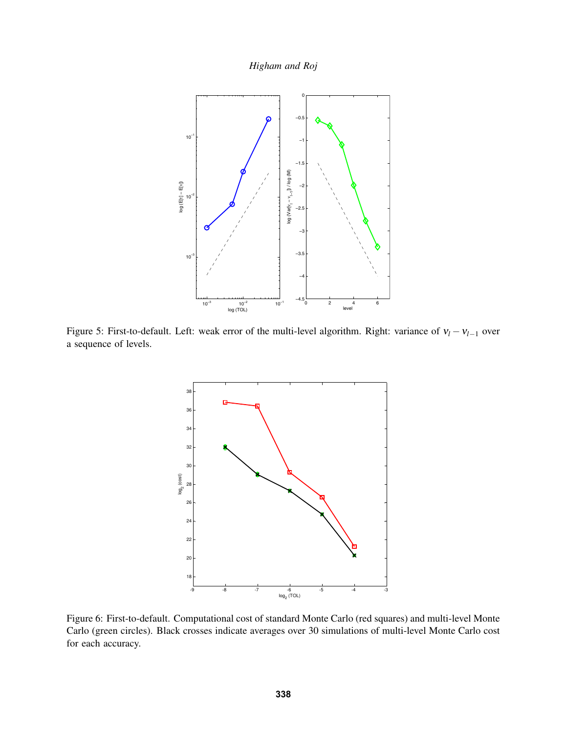Figure 5: First-to-default. Left: weak error of the multi-level algorithm. Right: variance of $v_l - v_{l-1}$ over a sequence of levels.

Figure 6: First-to-default. Computational cost of standard Monte Carlo (red squares) and multi-level Monte Carlo (green circles). Black crosses indicate averages over 30 simulations of multi-level Monte Carlo cost for each accuracy.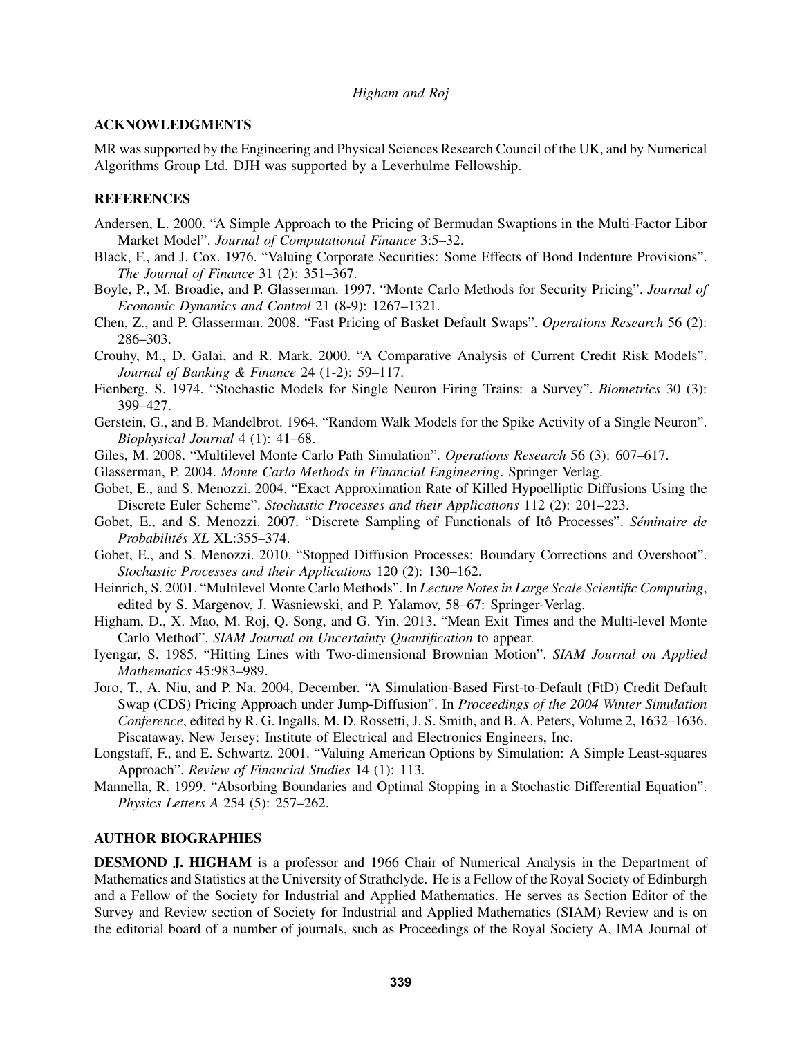## ACKNOWLEDGMENTS

MR was supported by the Engineering and Physical Sciences Research Council of the UK, and by Numerical Algorithms Group Ltd. DJH was supported by a Leverhulme Fellowship.

## REFERENCES

Andersen, L. 2000. "A Simple Approach to the Pricing of Bermudan Swaptions in the Multi-Factor Libor Market Model". *Journal of Computational Finance* 3:5–32.

Black, F., and J. Cox. 1976. "Valuing Corporate Securities: Some Effects of Bond Indenture Provisions". *The Journal of Finance* 31 (2): 351–367.

Boyle, P., M. Broadie, and P. Glasserman. 1997. "Monte Carlo Methods for Security Pricing". *Journal of Economic Dynamics and Control* 21 (8-9): 1267–1321.

Chen, Z., and P. Glasserman. 2008. "Fast Pricing of Basket Default Swaps". *Operations Research* 56 (2): 286–303.

Crouhy, M., D. Galai, and R. Mark. 2000. "A Comparative Analysis of Current Credit Risk Models". *Journal of Banking & Finance* 24 (1-2): 59–117.

Fienberg, S. 1974. "Stochastic Models for Single Neuron Firing Trains: a Survey". *Biometrics* 30 (3): 399–427.

Gerstein, G., and B. Mandelbrot. 1964. "Random Walk Models for the Spike Activity of a Single Neuron". *Biophysical Journal* 4 (1): 41–68.

Giles, M. 2008. "Multilevel Monte Carlo Path Simulation". *Operations Research* 56 (3): 607–617.

Glasserman, P. 2004. *Monte Carlo Methods in Financial Engineering*. Springer Verlag.

Gobet, E., and S. Menozzi. 2004. "Exact Approximation Rate of Killed Hypoelliptic Diffusions Using the Discrete Euler Scheme". *Stochastic Processes and their Applications* 112 (2): 201–223.

Gobet, E., and S. Menozzi. 2007. "Discrete Sampling of Functionals of Itô Processes". *Séminaire de Probabilités XL* XL:355–374.

Gobet, E., and S. Menozzi. 2010. "Stopped Diffusion Processes: Boundary Corrections and Overshoot". *Stochastic Processes and their Applications* 120 (2): 130–162.

Heinrich, S. 2001. "Multilevel Monte Carlo Methods". In *Lecture Notes in Large Scale Scientific Computing*, edited by S. Margenov, J. Wasniewski, and P. Yalamov, 58–67: Springer-Verlag.

Higham, D., X. Mao, M. Roj, Q. Song, and G. Yin. 2013. "Mean Exit Times and the Multi-level Monte Carlo Method". *SIAM Journal on Uncertainty Quantification* to appear.

Iyengar, S. 1985. "Hitting Lines with Two-dimensional Brownian Motion". *SIAM Journal on Applied Mathematics* 45:983–989.

Joro, T., A. Niu, and P. Na. 2004, December. "A Simulation-Based First-to-Default (FtD) Credit Default Swap (CDS) Pricing Approach under Jump-Diffusion". In *Proceedings of the 2004 Winter Simulation Conference*, edited by R. G. Ingalls, M. D. Rossetti, J. S. Smith, and B. A. Peters, Volume 2, 1632–1636. Piscataway, New Jersey: Institute of Electrical and Electronics Engineers, Inc.

Longstaff, F., and E. Schwartz. 2001. "Valuing American Options by Simulation: A Simple Least-squares Approach". *Review of Financial Studies* 14 (1): 113.

Mannella, R. 1999. "Absorbing Boundaries and Optimal Stopping in a Stochastic Differential Equation". *Physics Letters A* 254 (5): 257–262.

## AUTHOR BIOGRAPHIES

**DESMOND J. HIGHAM** is a professor and 1966 Chair of Numerical Analysis in the Department of Mathematics and Statistics at the University of Strathclyde. He is a Fellow of the Royal Society of Edinburgh and a Fellow of the Society for Industrial and Applied Mathematics. He serves as Section Editor of the Survey and Review section of Society for Industrial and Applied Mathematics (SIAM) Review and is on the editorial board of a number of journals, such as Proceedings of the Royal Society A, IMA Journal of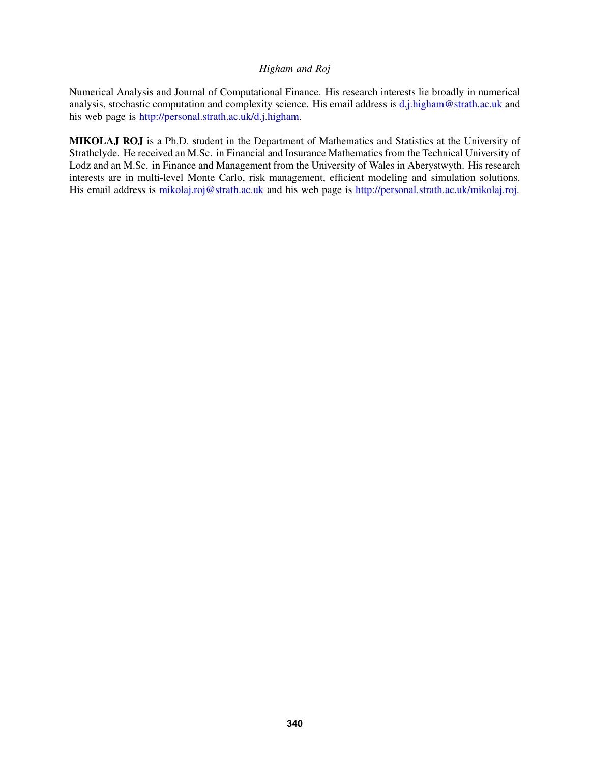Numerical Analysis and Journal of Computational Finance. His research interests lie broadly in numerical analysis, stochastic computation and complexity science. His email address is d.j.higham@strath.ac.uk and his web page is http://personal.strath.ac.uk/d.j.higham.

**MIKOLAJ ROJ** is a Ph.D. student in the Department of Mathematics and Statistics at the University of Strathclyde. He received an M.Sc. in Financial and Insurance Mathematics from the Technical University of Lodz and an M.Sc. in Finance and Management from the University of Wales in Aberystwyth. His research interests are in multi-level Monte Carlo, risk management, efficient modeling and simulation solutions. His email address is mikolaj.roj@strath.ac.uk and his web page is http://personal.strath.ac.uk/mikolaj.roj.